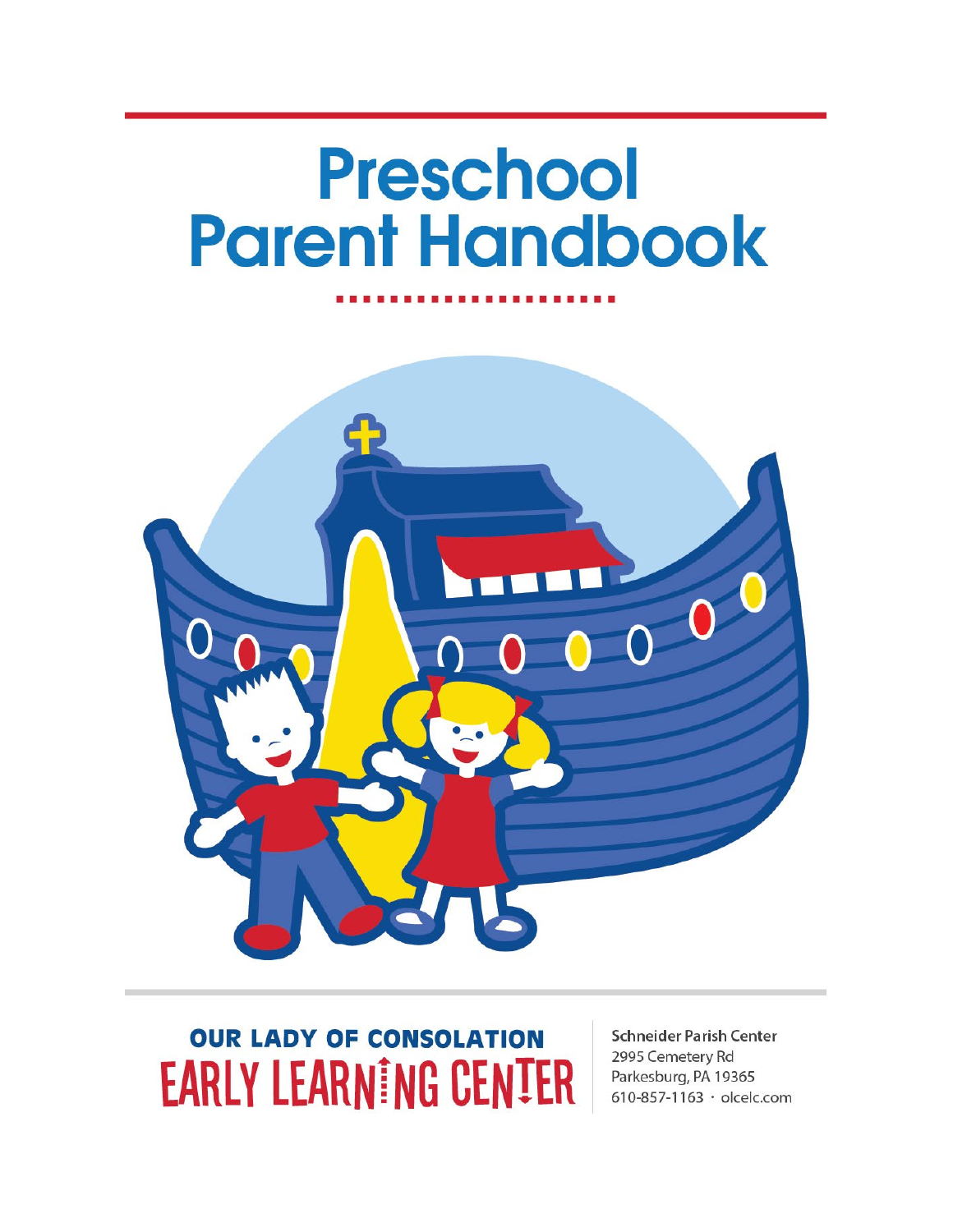# Preschool Parent Handbook

**OUR LADY OF CONSOLATION**
**EARLY LEARNING CENTER**

Schneider Parish Center
2995 Cemetery Rd
Parkesburg, PA 19365
610-857-1163 · olcelc.com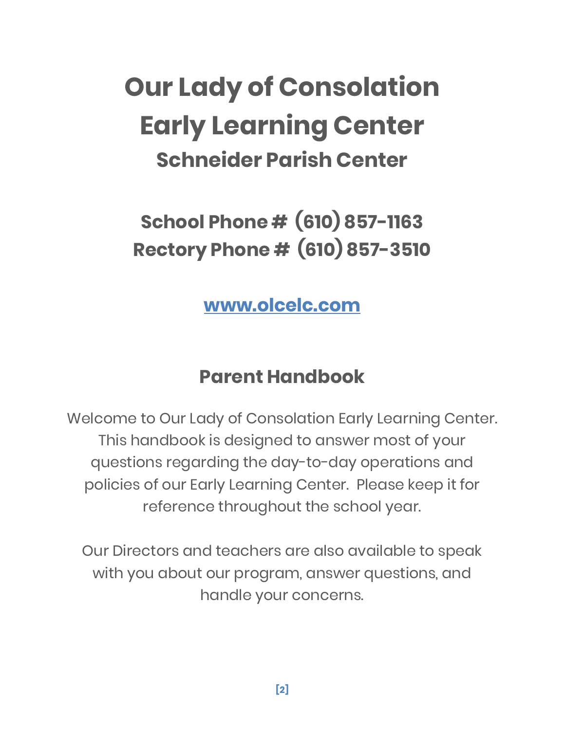# Our Lady of Consolation Early Learning Center

## Schneider Parish Center

## School Phone # (610) 857-1163
## Rectory Phone # (610) 857-3510

**[www.olcelc.com](http://www.olcelc.com)**

## Parent Handbook

Welcome to Our Lady of Consolation Early Learning Center. This handbook is designed to answer most of your questions regarding the day-to-day operations and policies of our Early Learning Center. Please keep it for reference throughout the school year.

Our Directors and teachers are also available to speak with you about our program, answer questions, and handle your concerns.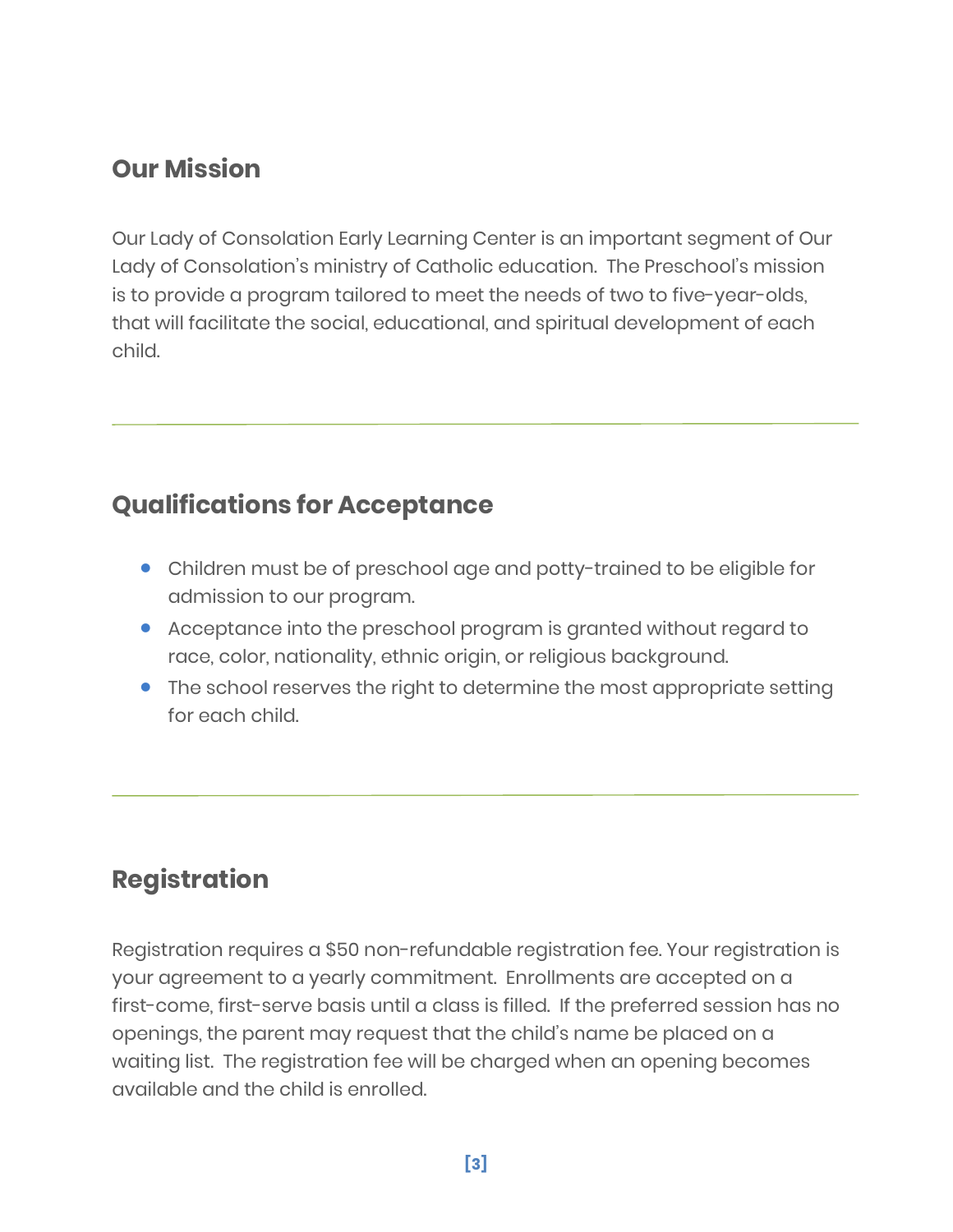## Our Mission

Our Lady of Consolation Early Learning Center is an important segment of Our Lady of Consolation's ministry of Catholic education. The Preschool's mission is to provide a program tailored to meet the needs of two to five-year-olds, that will facilitate the social, educational, and spiritual development of each child.

---

## Qualifications for Acceptance

- Children must be of preschool age and potty-trained to be eligible for admission to our program.
- Acceptance into the preschool program is granted without regard to race, color, nationality, ethnic origin, or religious background.
- The school reserves the right to determine the most appropriate setting for each child.

---

## Registration

Registration requires a $50 non-refundable registration fee. Your registration is your agreement to a yearly commitment. Enrollments are accepted on a first-come, first-serve basis until a class is filled. If the preferred session has no openings, the parent may request that the child's name be placed on a waiting list. The registration fee will be charged when an opening becomes available and the child is enrolled.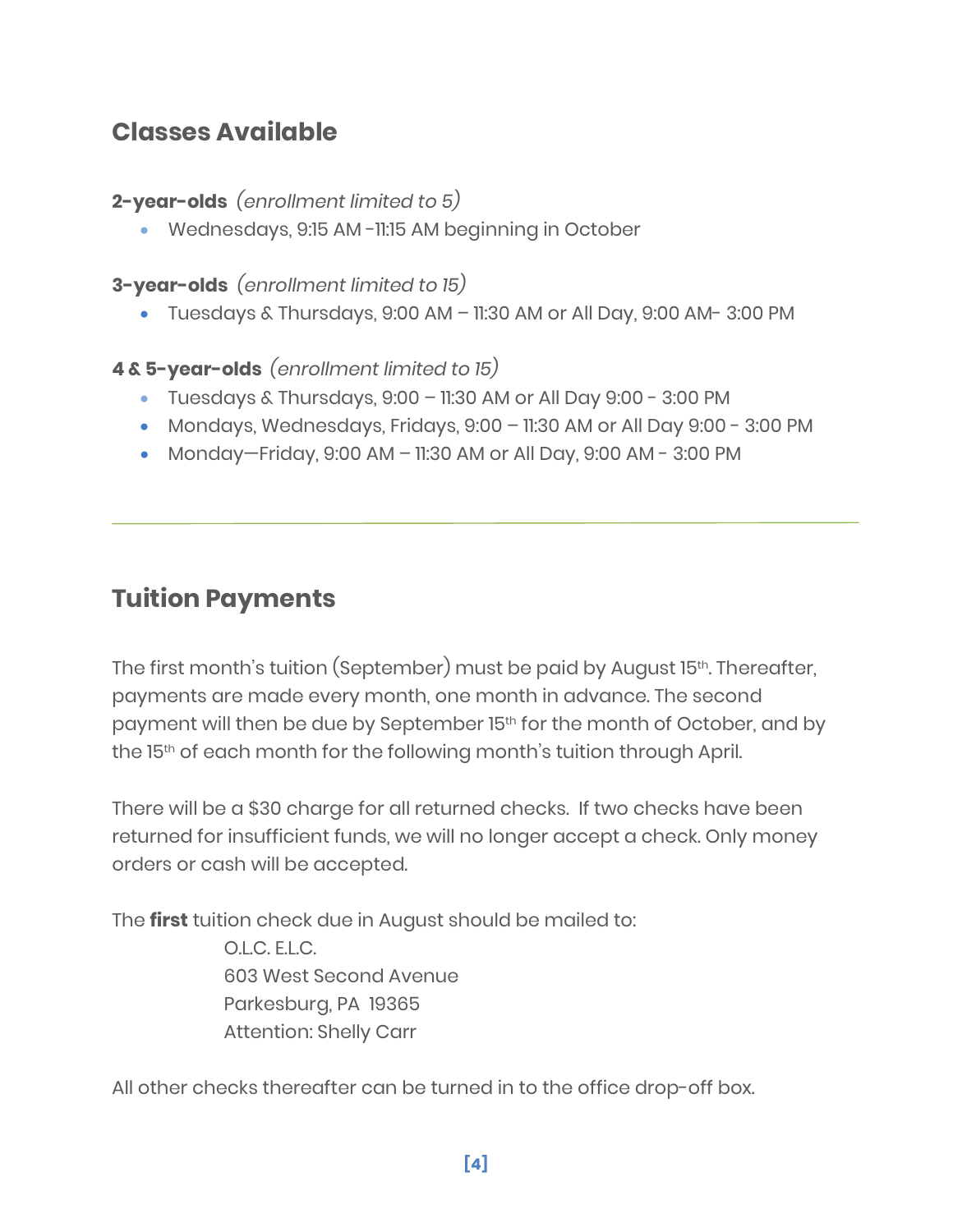## Classes Available

**2-year-olds** *(enrollment limited to 5)*

- Wednesdays, 9:15 AM -11:15 AM beginning in October

**3-year-olds** *(enrollment limited to 15)*

- Tuesdays & Thursdays, 9:00 AM – 11:30 AM or All Day, 9:00 AM- 3:00 PM

**4 & 5-year-olds** *(enrollment limited to 15)*

- Tuesdays & Thursdays, 9:00 – 11:30 AM or All Day 9:00 - 3:00 PM
- Mondays, Wednesdays, Fridays, 9:00 – 11:30 AM or All Day 9:00 - 3:00 PM
- Monday—Friday, 9:00 AM – 11:30 AM or All Day, 9:00 AM - 3:00 PM

---

## Tuition Payments

The first month's tuition (September) must be paid by August 15th. Thereafter, payments are made every month, one month in advance. The second payment will then be due by September 15th for the month of October, and by the 15th of each month for the following month's tuition through April.

There will be a $30 charge for all returned checks. If two checks have been returned for insufficient funds, we will no longer accept a check. Only money orders or cash will be accepted.

The **first** tuition check due in August should be mailed to:

O.L.C. E.L.C.
603 West Second Avenue
Parkesburg, PA 19365
Attention: Shelly Carr

All other checks thereafter can be turned in to the office drop-off box.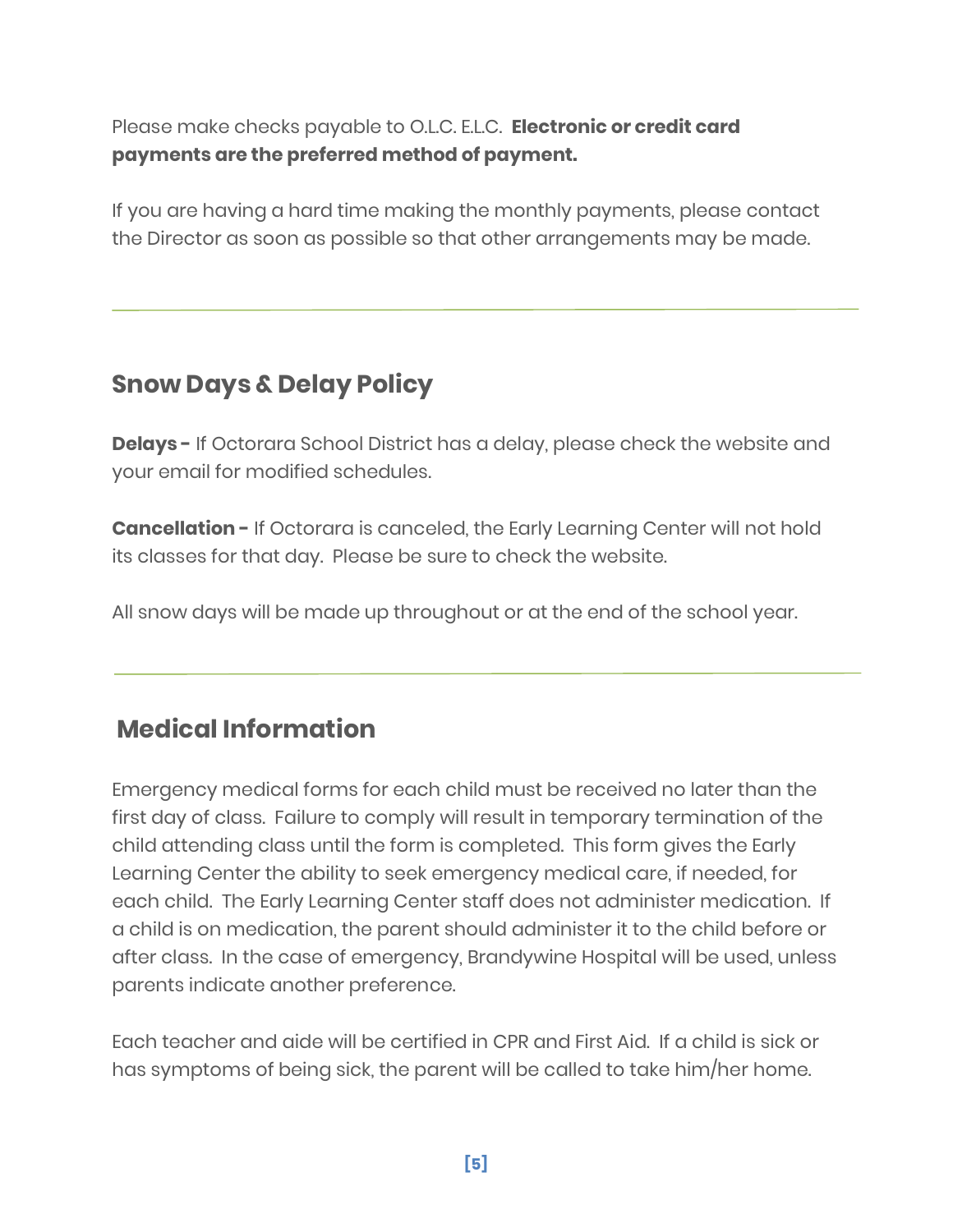Please make checks payable to O.L.C. E.L.C. **Electronic or credit card payments are the preferred method of payment.**

If you are having a hard time making the monthly payments, please contact the Director as soon as possible so that other arrangements may be made.

---

## Snow Days & Delay Policy

**Delays -** If Octorara School District has a delay, please check the website and your email for modified schedules.

**Cancellation -** If Octorara is canceled, the Early Learning Center will not hold its classes for that day. Please be sure to check the website.

All snow days will be made up throughout or at the end of the school year.

---

## Medical Information

Emergency medical forms for each child must be received no later than the first day of class. Failure to comply will result in temporary termination of the child attending class until the form is completed. This form gives the Early Learning Center the ability to seek emergency medical care, if needed, for each child. The Early Learning Center staff does not administer medication. If a child is on medication, the parent should administer it to the child before or after class. In the case of emergency, Brandywine Hospital will be used, unless parents indicate another preference.

Each teacher and aide will be certified in CPR and First Aid. If a child is sick or has symptoms of being sick, the parent will be called to take him/her home.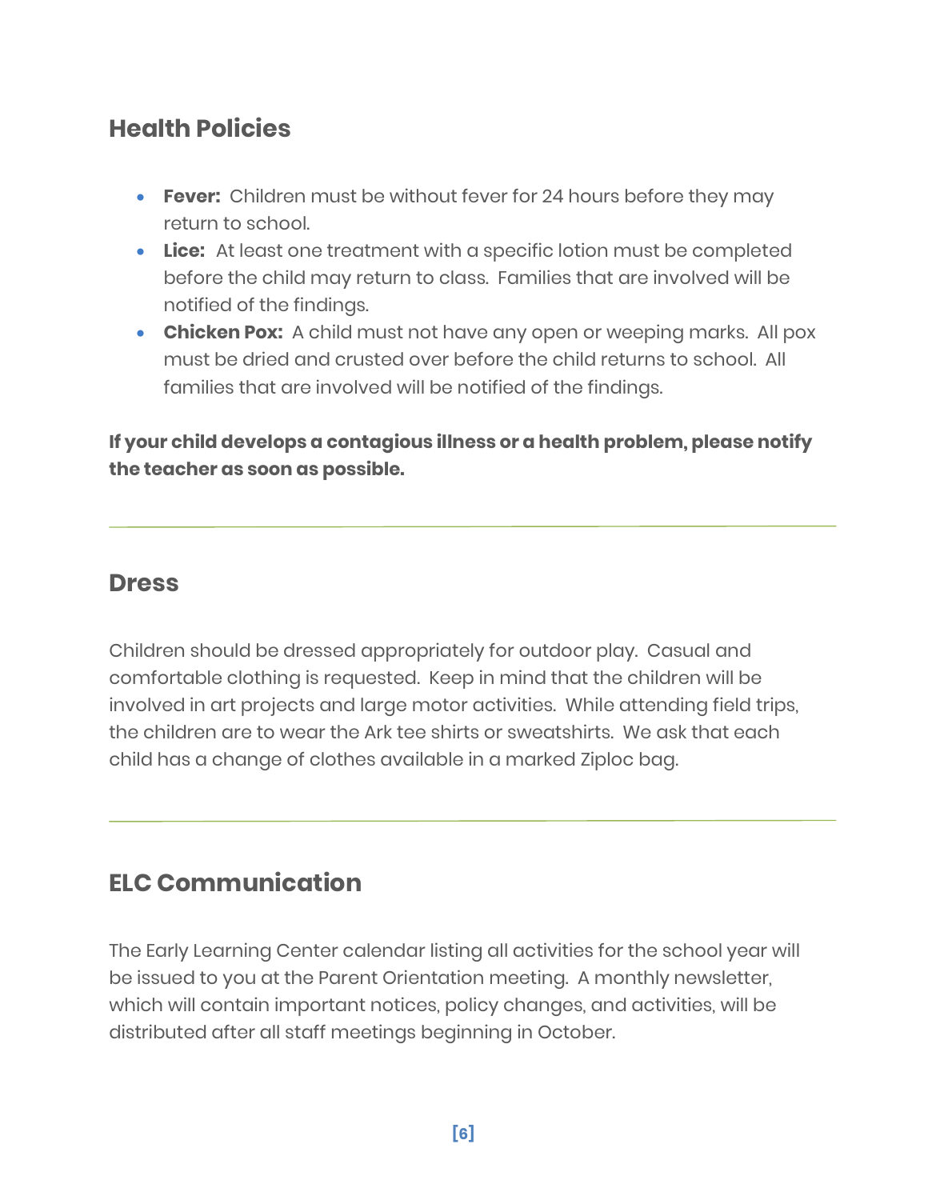## Health Policies

- **Fever:** Children must be without fever for 24 hours before they may return to school.
- **Lice:** At least one treatment with a specific lotion must be completed before the child may return to class. Families that are involved will be notified of the findings.
- **Chicken Pox:** A child must not have any open or weeping marks. All pox must be dried and crusted over before the child returns to school. All families that are involved will be notified of the findings.

**If your child develops a contagious illness or a health problem, please notify the teacher as soon as possible.**

---

## Dress

Children should be dressed appropriately for outdoor play. Casual and comfortable clothing is requested. Keep in mind that the children will be involved in art projects and large motor activities. While attending field trips, the children are to wear the Ark tee shirts or sweatshirts. We ask that each child has a change of clothes available in a marked Ziploc bag.

---

## ELC Communication

The Early Learning Center calendar listing all activities for the school year will be issued to you at the Parent Orientation meeting. A monthly newsletter, which will contain important notices, policy changes, and activities, will be distributed after all staff meetings beginning in October.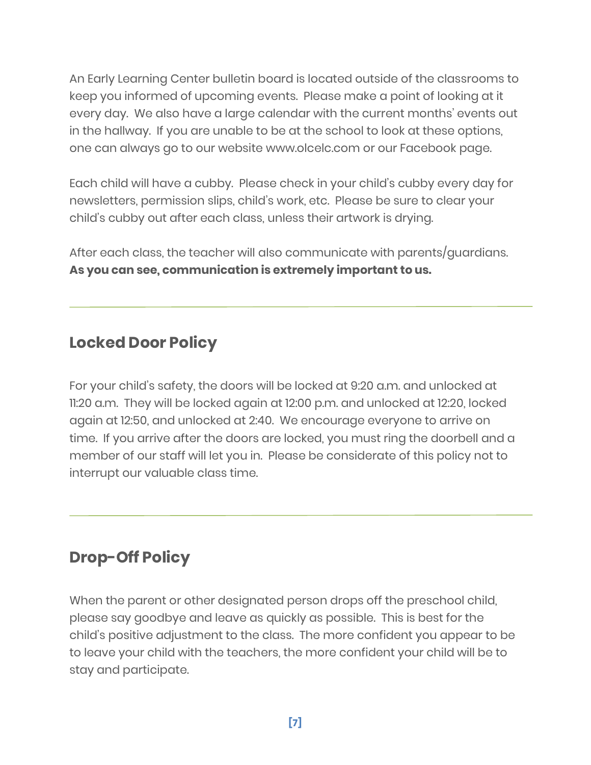An Early Learning Center bulletin board is located outside of the classrooms to keep you informed of upcoming events. Please make a point of looking at it every day. We also have a large calendar with the current months' events out in the hallway. If you are unable to be at the school to look at these options, one can always go to our website www.olcelc.com or our Facebook page.

Each child will have a cubby. Please check in your child's cubby every day for newsletters, permission slips, child's work, etc. Please be sure to clear your child's cubby out after each class, unless their artwork is drying.

After each class, the teacher will also communicate with parents/guardians. **As you can see, communication is extremely important to us.**

---

## Locked Door Policy

For your child's safety, the doors will be locked at 9:20 a.m. and unlocked at 11:20 a.m. They will be locked again at 12:00 p.m. and unlocked at 12:20, locked again at 12:50, and unlocked at 2:40. We encourage everyone to arrive on time. If you arrive after the doors are locked, you must ring the doorbell and a member of our staff will let you in. Please be considerate of this policy not to interrupt our valuable class time.

---

## Drop-Off Policy

When the parent or other designated person drops off the preschool child, please say goodbye and leave as quickly as possible. This is best for the child's positive adjustment to the class. The more confident you appear to be to leave your child with the teachers, the more confident your child will be to stay and participate.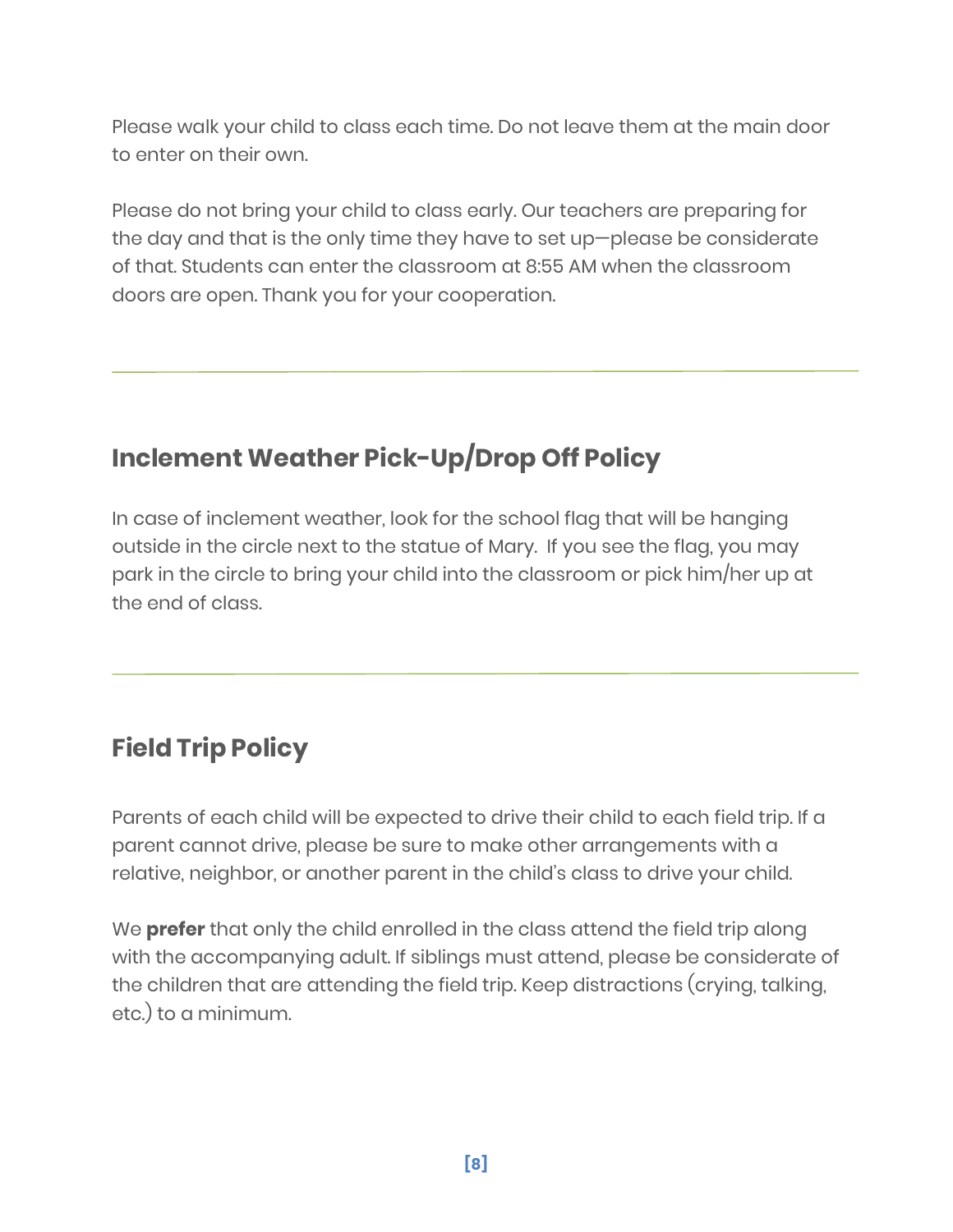Please walk your child to class each time. Do not leave them at the main door to enter on their own.

Please do not bring your child to class early. Our teachers are preparing for the day and that is the only time they have to set up—please be considerate of that. Students can enter the classroom at 8:55 AM when the classroom doors are open. Thank you for your cooperation.

---

## Inclement Weather Pick-Up/Drop Off Policy

In case of inclement weather, look for the school flag that will be hanging outside in the circle next to the statue of Mary. If you see the flag, you may park in the circle to bring your child into the classroom or pick him/her up at the end of class.

---

## Field Trip Policy

Parents of each child will be expected to drive their child to each field trip. If a parent cannot drive, please be sure to make other arrangements with a relative, neighbor, or another parent in the child's class to drive your child.

We **prefer** that only the child enrolled in the class attend the field trip along with the accompanying adult. If siblings must attend, please be considerate of the children that are attending the field trip. Keep distractions (crying, talking, etc.) to a minimum.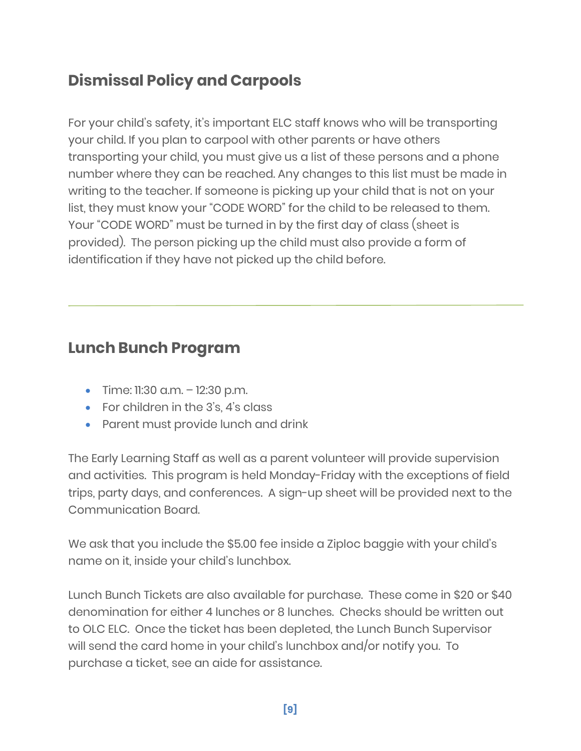## Dismissal Policy and Carpools

For your child's safety, it's important ELC staff knows who will be transporting your child. If you plan to carpool with other parents or have others transporting your child, you must give us a list of these persons and a phone number where they can be reached. Any changes to this list must be made in writing to the teacher. If someone is picking up your child that is not on your list, they must know your "CODE WORD" for the child to be released to them. Your "CODE WORD" must be turned in by the first day of class (sheet is provided). The person picking up the child must also provide a form of identification if they have not picked up the child before.

---

## Lunch Bunch Program

- Time: 11:30 a.m. – 12:30 p.m.
- For children in the 3's, 4's class
- Parent must provide lunch and drink

The Early Learning Staff as well as a parent volunteer will provide supervision and activities. This program is held Monday-Friday with the exceptions of field trips, party days, and conferences. A sign-up sheet will be provided next to the Communication Board.

We ask that you include the $5.00 fee inside a Ziploc baggie with your child's name on it, inside your child's lunchbox.

Lunch Bunch Tickets are also available for purchase. These come in $20 or $40 denomination for either 4 lunches or 8 lunches. Checks should be written out to OLC ELC. Once the ticket has been depleted, the Lunch Bunch Supervisor will send the card home in your child's lunchbox and/or notify you. To purchase a ticket, see an aide for assistance.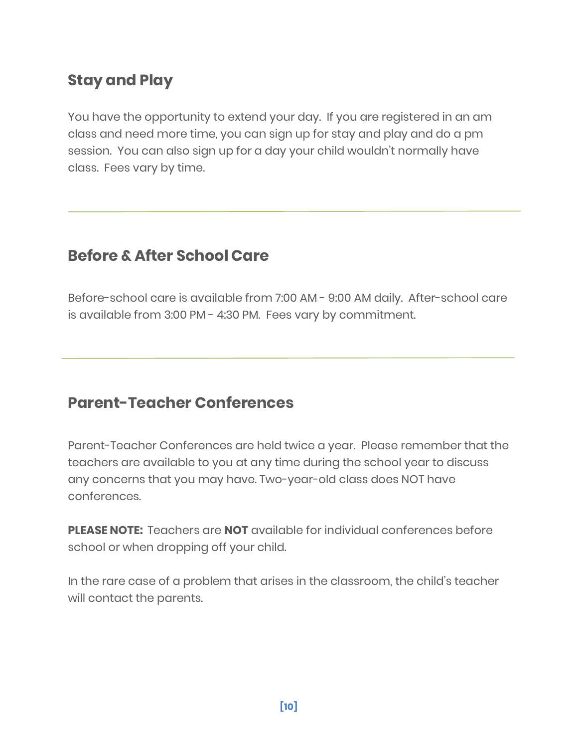## Stay and Play

You have the opportunity to extend your day. If you are registered in an am class and need more time, you can sign up for stay and play and do a pm session. You can also sign up for a day your child wouldn't normally have class. Fees vary by time.

---

## Before & After School Care

Before-school care is available from 7:00 AM - 9:00 AM daily. After-school care is available from 3:00 PM - 4:30 PM. Fees vary by commitment.

---

## Parent-Teacher Conferences

Parent-Teacher Conferences are held twice a year. Please remember that the teachers are available to you at any time during the school year to discuss any concerns that you may have. Two-year-old class does NOT have conferences.

**PLEASE NOTE:** Teachers are **NOT** available for individual conferences before school or when dropping off your child.

In the rare case of a problem that arises in the classroom, the child's teacher will contact the parents.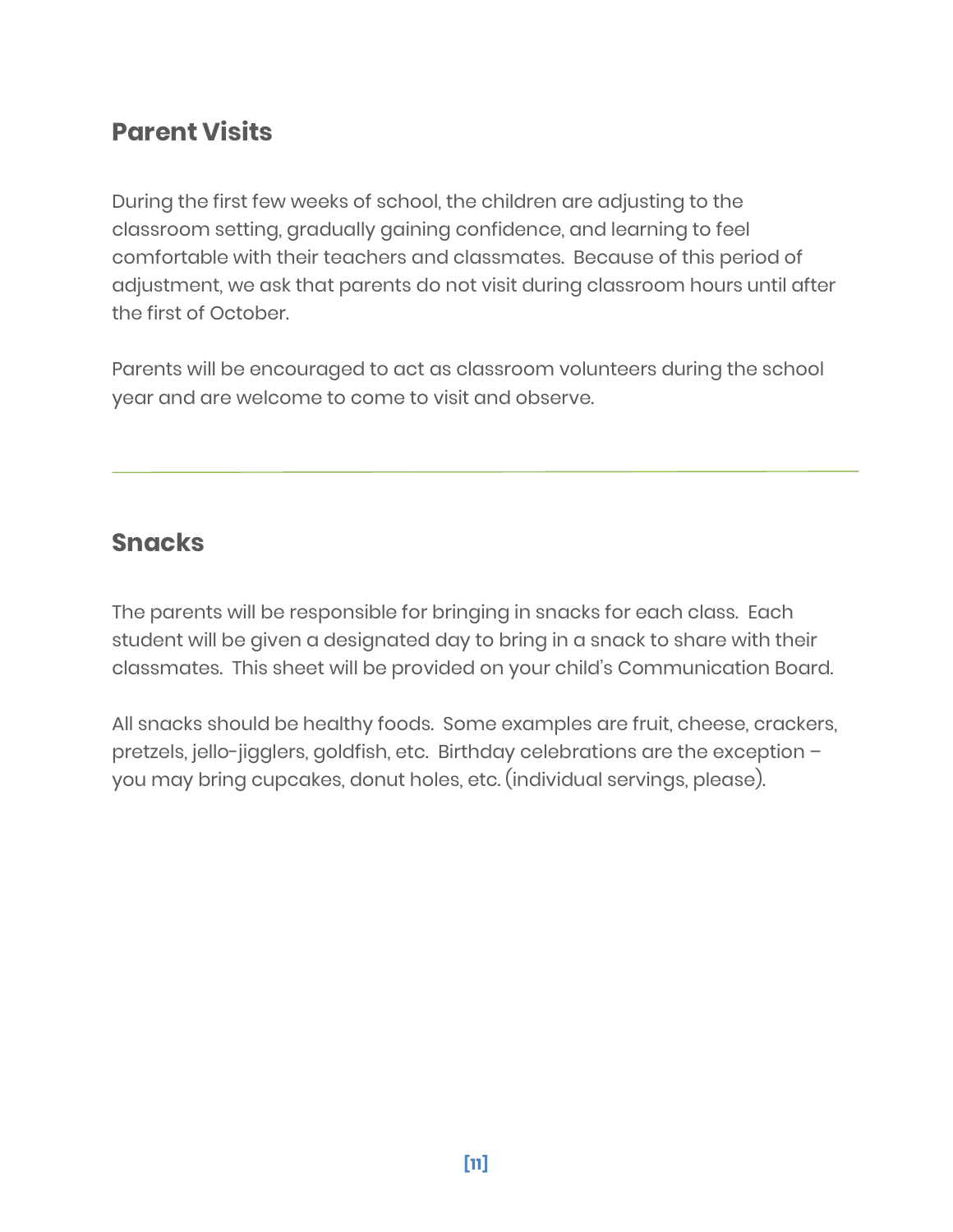## Parent Visits

During the first few weeks of school, the children are adjusting to the classroom setting, gradually gaining confidence, and learning to feel comfortable with their teachers and classmates.  Because of this period of adjustment, we ask that parents do not visit during classroom hours until after the first of October.

Parents will be encouraged to act as classroom volunteers during the school year and are welcome to come to visit and observe.

---

## Snacks

The parents will be responsible for bringing in snacks for each class.  Each student will be given a designated day to bring in a snack to share with their classmates.  This sheet will be provided on your child's Communication Board.

All snacks should be healthy foods.  Some examples are fruit, cheese, crackers, pretzels, jello-jigglers, goldfish, etc.  Birthday celebrations are the exception – you may bring cupcakes, donut holes, etc. (individual servings, please).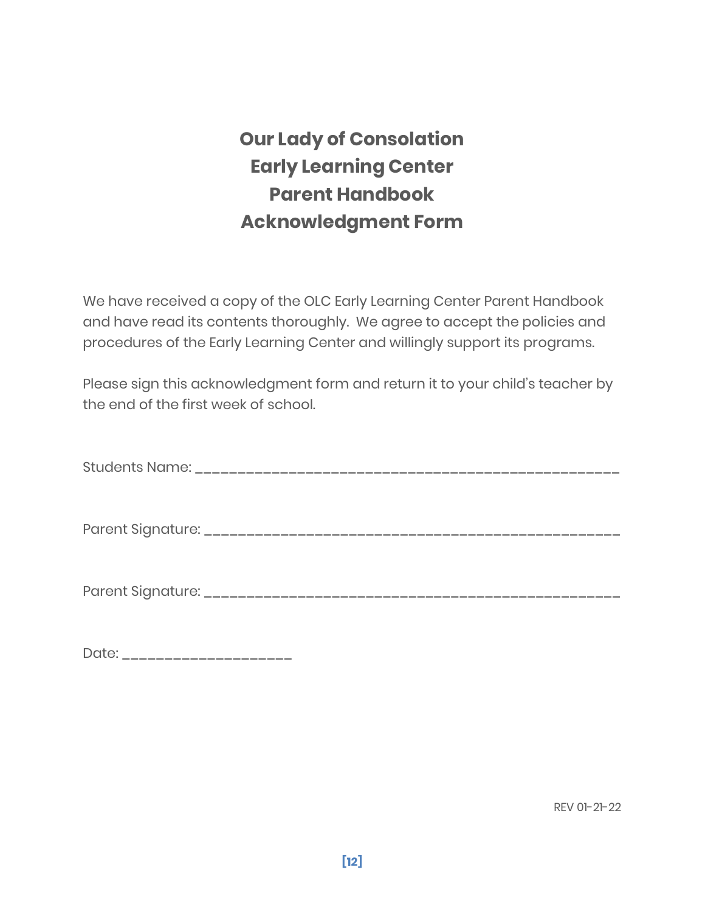# Our Lady of Consolation
# Early Learning Center
# Parent Handbook
# Acknowledgment Form

We have received a copy of the OLC Early Learning Center Parent Handbook and have read its contents thoroughly. We agree to accept the policies and procedures of the Early Learning Center and willingly support its programs.

Please sign this acknowledgment form and return it to your child's teacher by the end of the first week of school.

Students Name: ___________________________________________________

Parent Signature: __________________________________________________

Parent Signature: __________________________________________________

Date: ____________________

REV 01-21-22